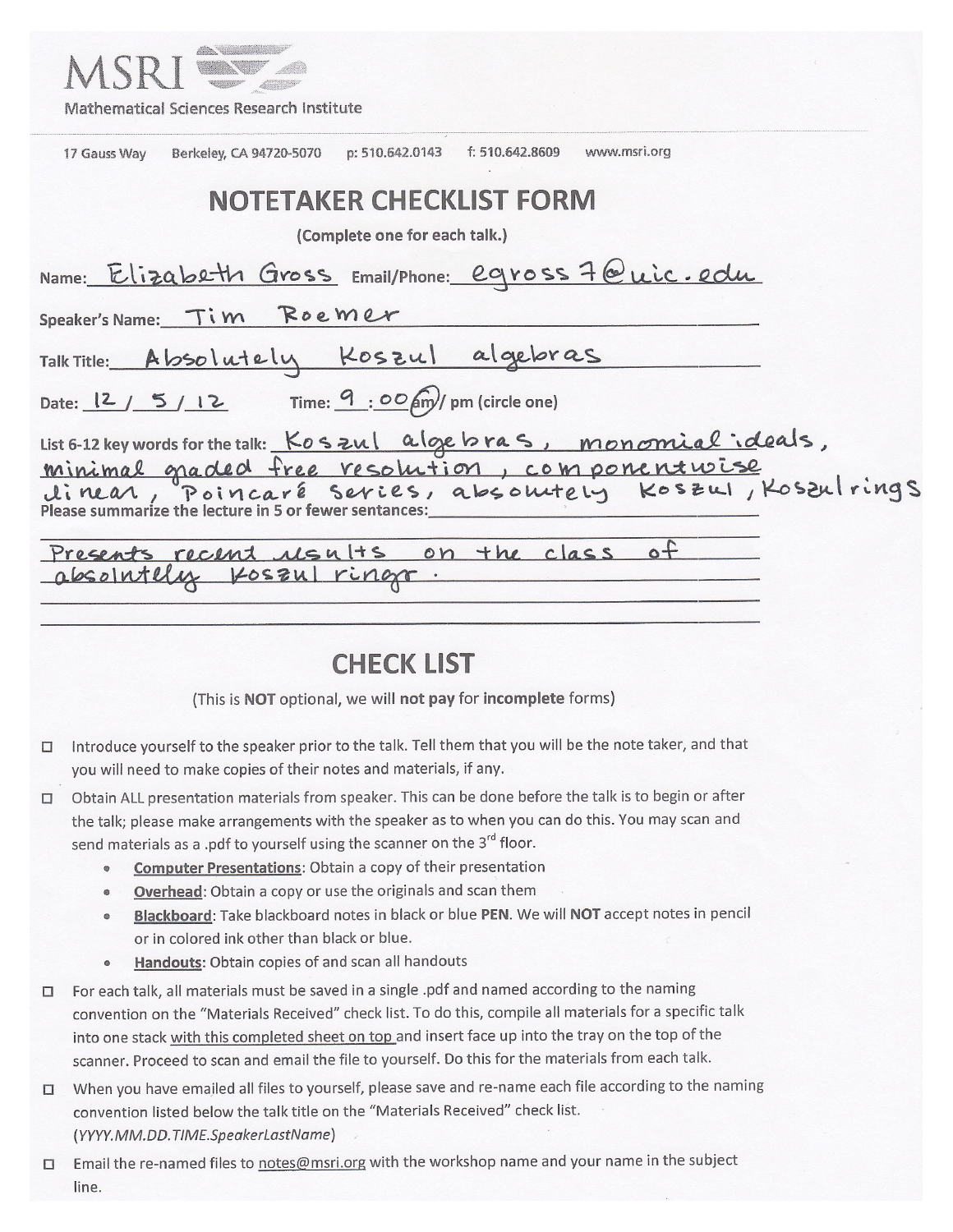MSRI

Mathematical Sciences Research Institute

17 Gauss Way  Berkeley, CA 94720-5070  p: 510.642.0143  f: 510.642.8609  www.msri.org

# NOTETAKER CHECKLIST FORM

(Complete one for each talk.)

Name: Elizabeth Gross  Email/Phone: egross7@uic.edu

Speaker's Name: Tim Roemer

Talk Title: Absolutely Koszul algebras

Date: 12 / 5 / 12  Time: 9 : 00 (am) / pm (circle one)

List 6-12 key words for the talk: Koszul algebras, monomial ideals, minimal graded free resolution, componentwise linear, Poincaré series, absolutely Koszul, Koszul rings

Please summarize the lecture in 5 or fewer sentences:

Presents recent results on the class of absolutely Koszul rings.

# CHECK LIST

(This is **NOT** optional, we will **not pay** for **incomplete** forms)

- ☐ Introduce yourself to the speaker prior to the talk. Tell them that you will be the note taker, and that you will need to make copies of their notes and materials, if any.
- ☐ Obtain ALL presentation materials from speaker. This can be done before the talk is to begin or after the talk; please make arrangements with the speaker as to when you can do this. You may scan and send materials as a .pdf to yourself using the scanner on the 3rd floor.
    - **Computer Presentations**: Obtain a copy of their presentation
    - **Overhead**: Obtain a copy or use the originals and scan them
    - **Blackboard**: Take blackboard notes in black or blue **PEN**. We will **NOT** accept notes in pencil or in colored ink other than black or blue.
    - **Handouts**: Obtain copies of and scan all handouts
- ☐ For each talk, all materials must be saved in a single .pdf and named according to the naming convention on the "Materials Received" check list. To do this, compile all materials for a specific talk into one stack with this completed sheet on top and insert face up into the tray on the top of the scanner. Proceed to scan and email the file to yourself. Do this for the materials from each talk.
- ☐ When you have emailed all files to yourself, please save and re-name each file according to the naming convention listed below the talk title on the "Materials Received" check list. (*YYYY.MM.DD.TIME.SpeakerLastName*)
- ☐ Email the re-named files to notes@msri.org with the workshop name and your name in the subject line.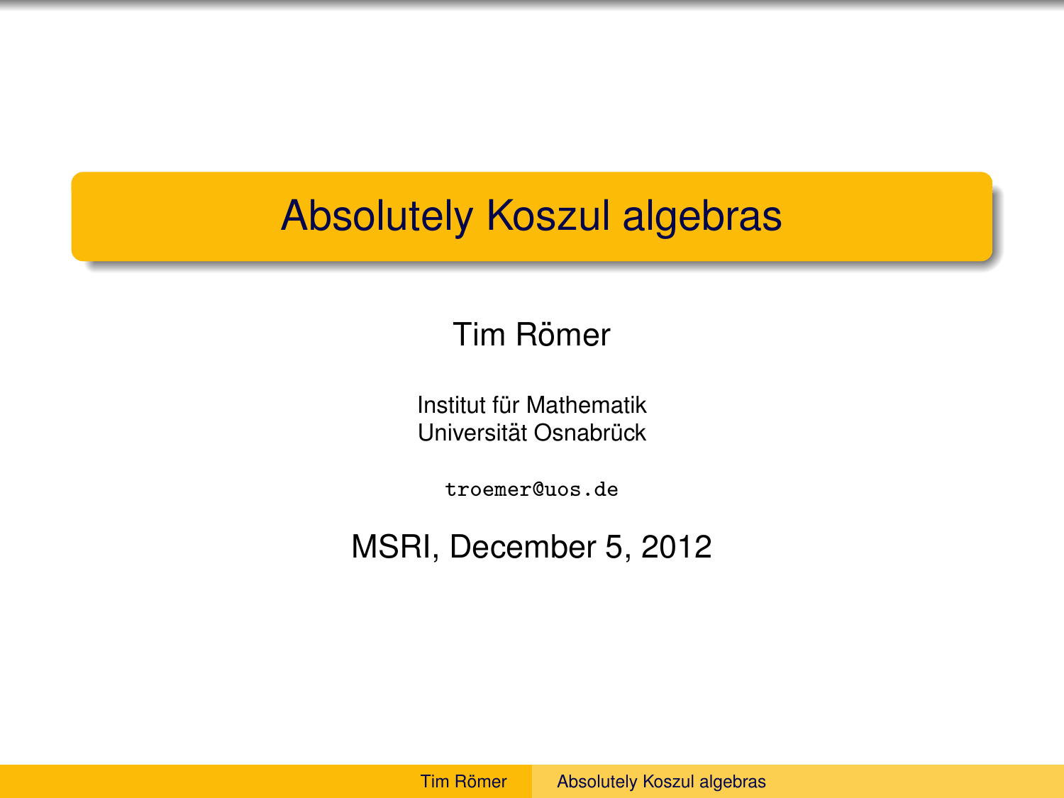# Absolutely Koszul algebras

Tim Römer

Institut für Mathematik
Universität Osnabrück

troemer@uos.de

MSRI, December 5, 2012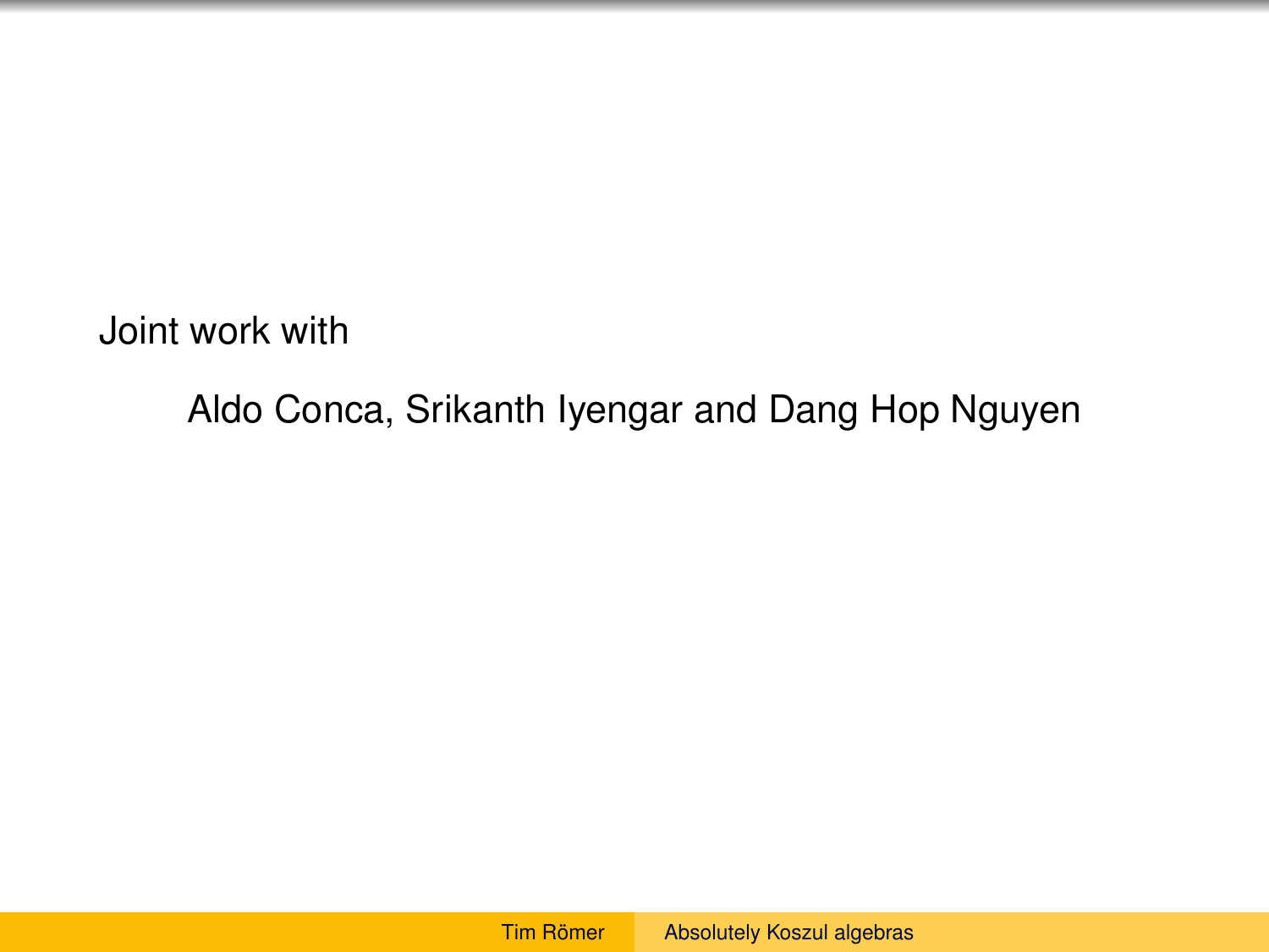Joint work with

Aldo Conca, Srikanth Iyengar and Dang Hop Nguyen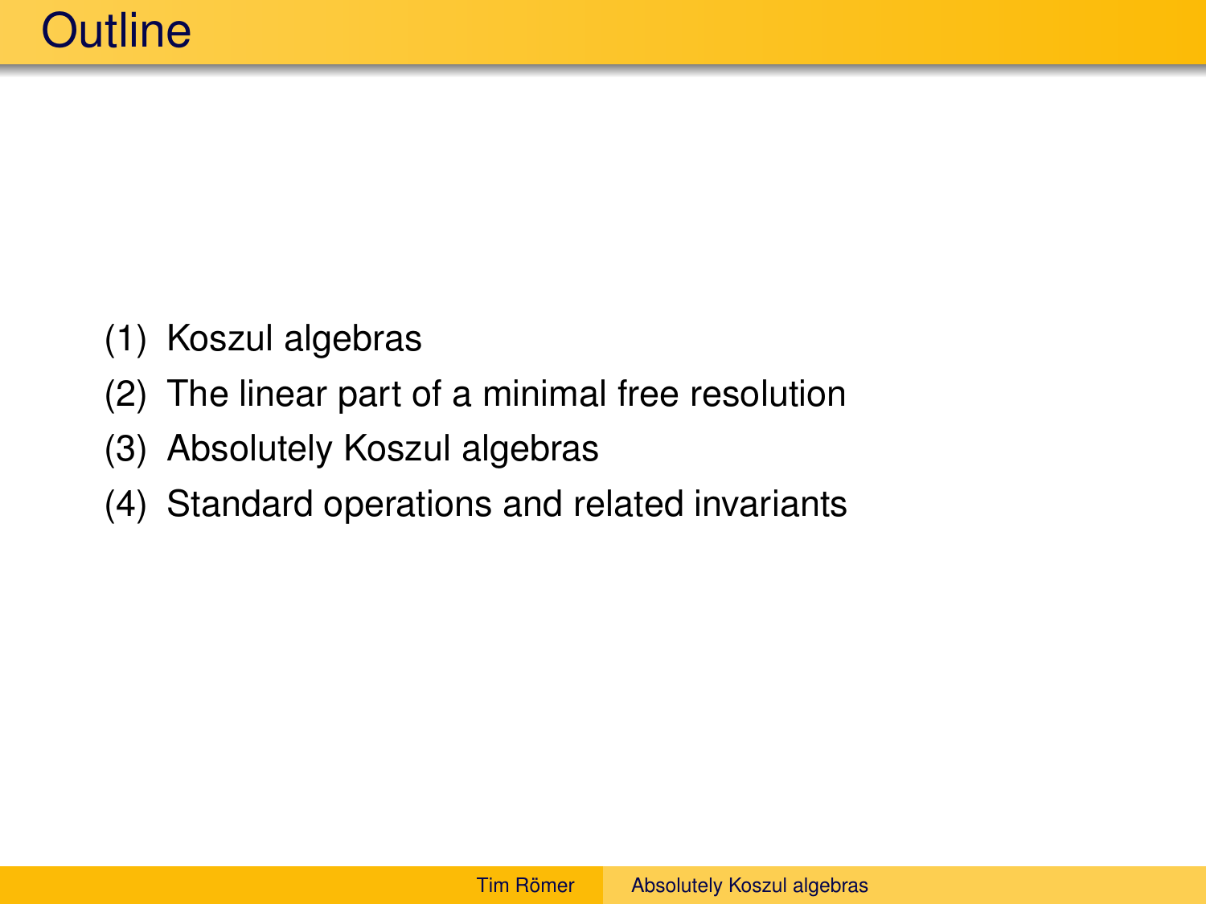# Outline

(1) Koszul algebras

(2) The linear part of a minimal free resolution

(3) Absolutely Koszul algebras

(4) Standard operations and related invariants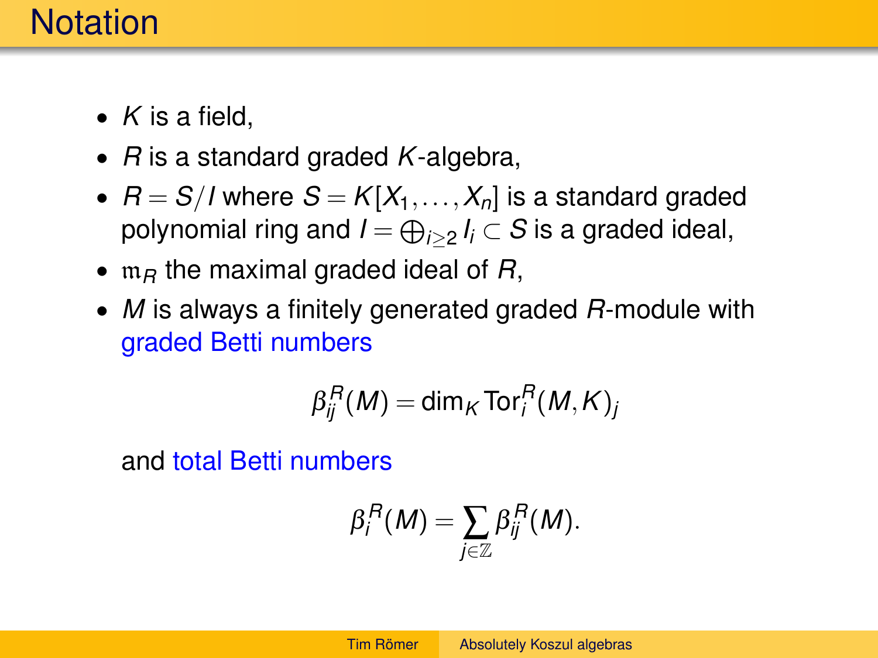# Notation

- $K$ is a field,
- $R$ is a standard graded $K$-algebra,
- $R = S/I$ where $S = K[X_1, \dots, X_n]$ is a standard graded polynomial ring and $I = \bigoplus_{i \geq 2} I_i \subset S$ is a graded ideal,
- $\mathfrak{m}_R$ the maximal graded ideal of $R$,
- $M$ is always a finitely generated graded $R$-module with graded Betti numbers

$$\beta_{ij}^R(M) = \dim_K \operatorname{Tor}_i^R(M, K)_j$$

and total Betti numbers

$$\beta_i^R(M) = \sum_{j \in \mathbb{Z}} \beta_{ij}^R(M).$$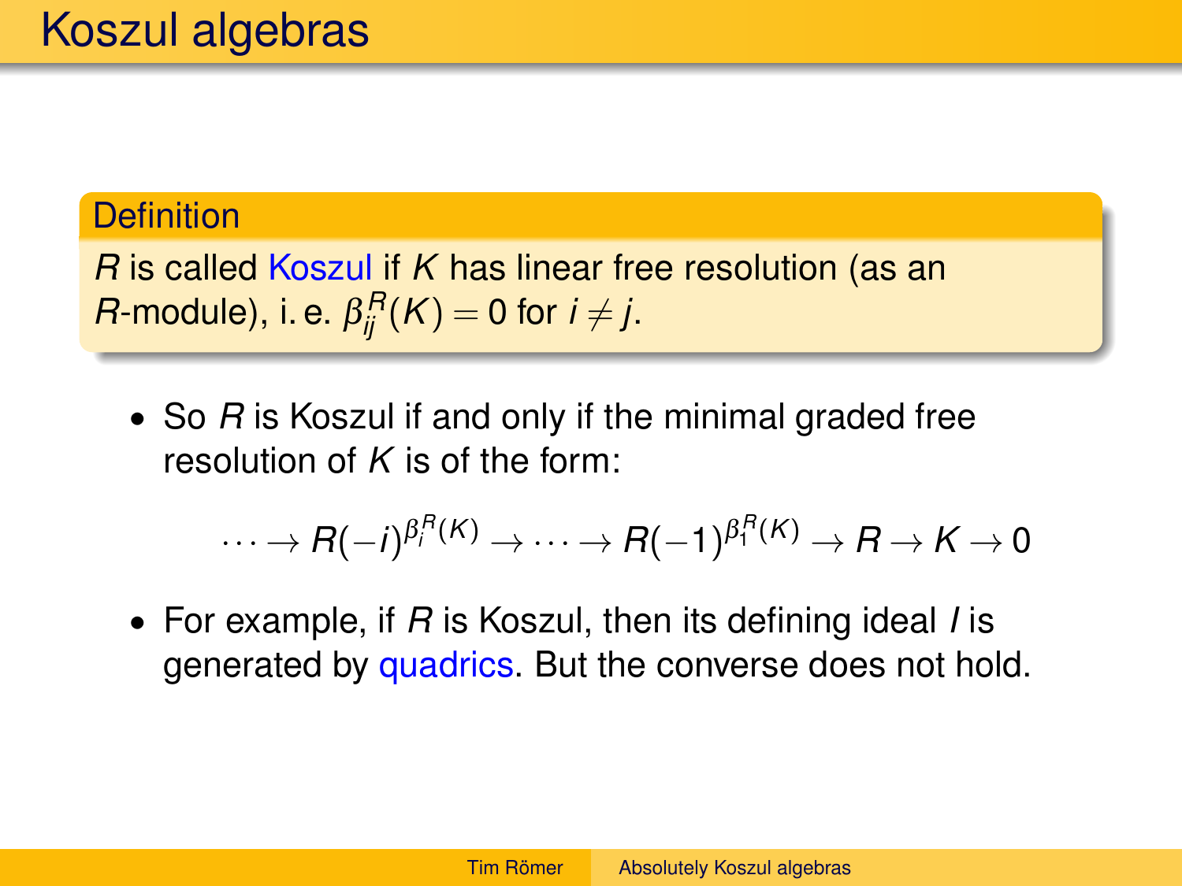# Koszul algebras

**Definition**

$R$ is called Koszul if $K$ has linear free resolution (as an $R$-module), i. e. $\beta_{ij}^R(K) = 0$ for $i \neq j$.

- So $R$ is Koszul if and only if the minimal graded free resolution of $K$ is of the form:

$$\cdots \to R(-i)^{\beta_i^R(K)} \to \cdots \to R(-1)^{\beta_1^R(K)} \to R \to K \to 0$$

- For example, if $R$ is Koszul, then its defining ideal $I$ is generated by quadrics. But the converse does not hold.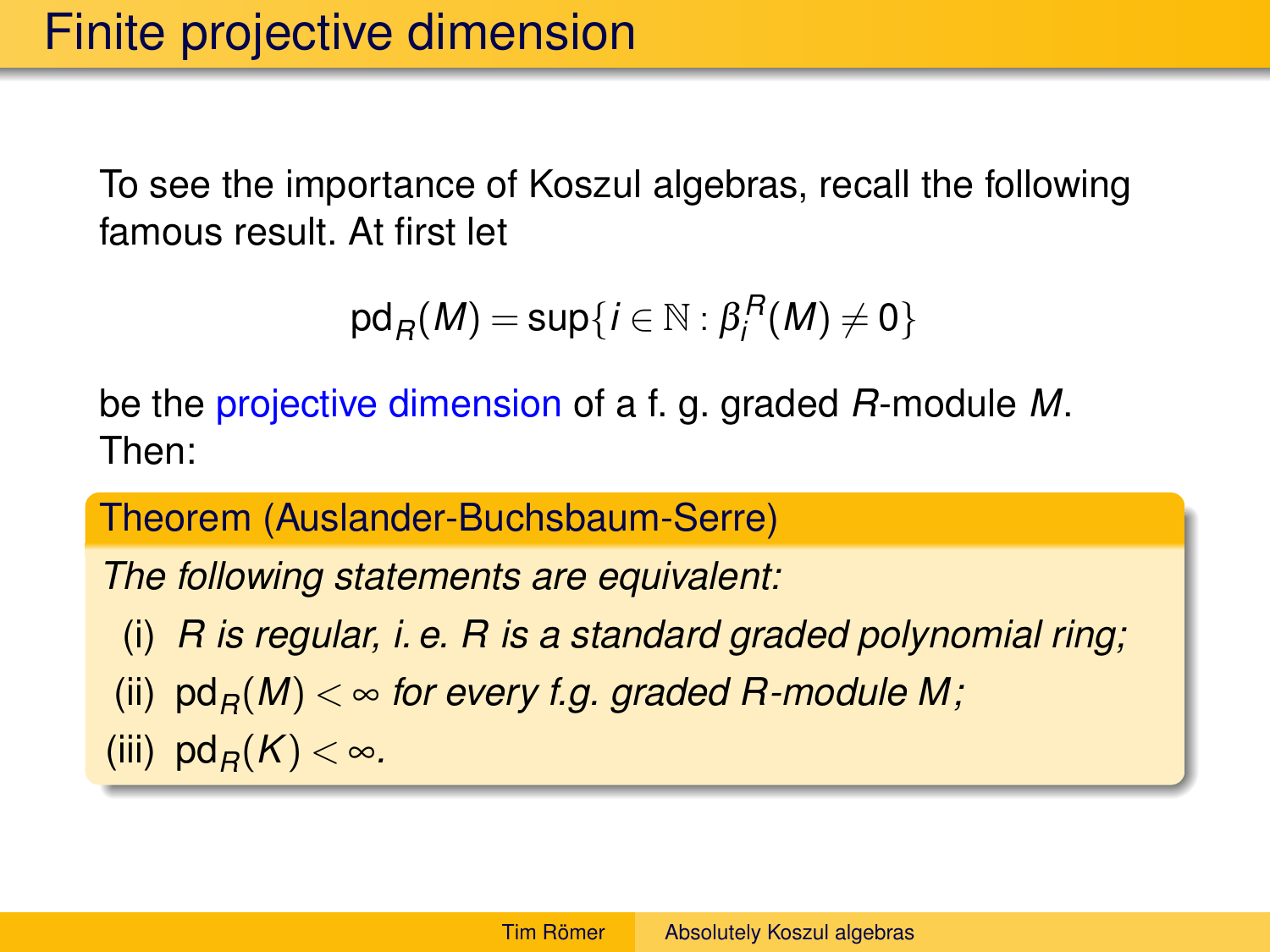# Finite projective dimension

To see the importance of Koszul algebras, recall the following famous result. At first let

$$\operatorname{pd}_R(M) = \sup\{i \in \mathbb{N} : \beta_i^R(M) \neq 0\}$$

be the projective dimension of a f. g. graded $R$-module $M$. Then:

**Theorem (Auslander-Buchsbaum-Serre)**

*The following statements are equivalent:*

- (i) *$R$ is regular, i. e. $R$ is a standard graded polynomial ring;*
- (ii) $\operatorname{pd}_R(M) < \infty$ *for every f.g. graded $R$-module $M$;*
- (iii) $\operatorname{pd}_R(K) < \infty$.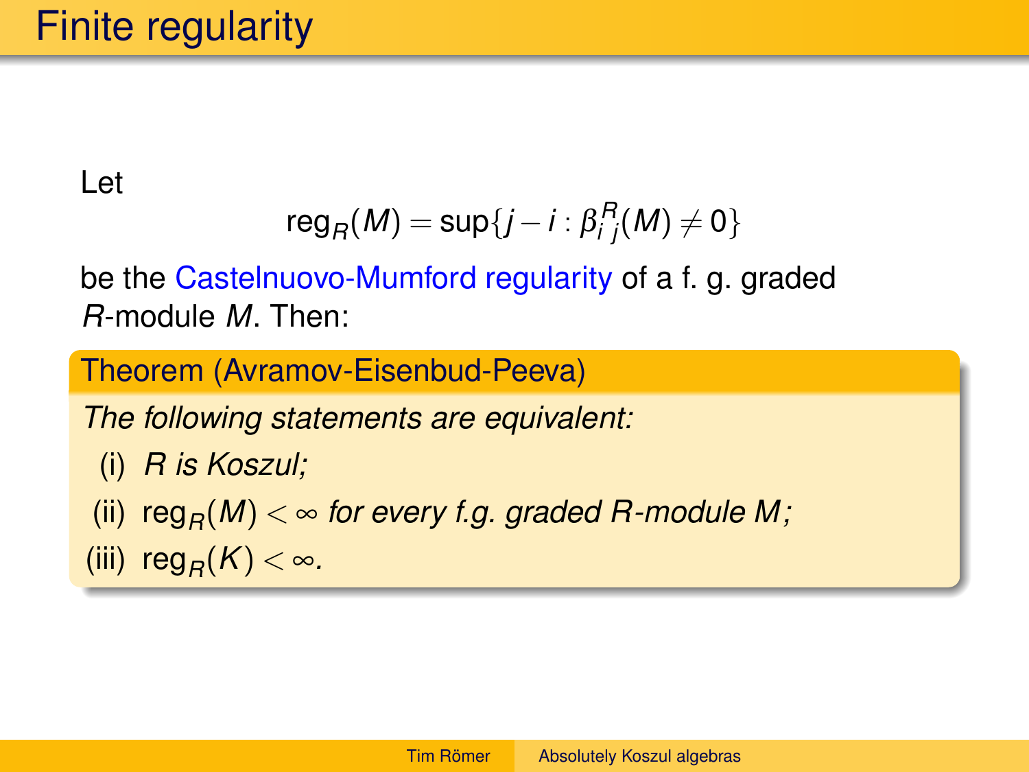# Finite regularity

Let

$$\operatorname{reg}_R(M) = \sup\{j - i : \beta_{i\,j}^R(M) \neq 0\}$$

be the Castelnuovo-Mumford regularity of a f. g. graded $R$-module $M$. Then:

**Theorem (Avramov-Eisenbud-Peeva)**

*The following statements are equivalent:*

(i) *$R$ is Koszul;*

(ii) $\operatorname{reg}_R(M) < \infty$ *for every f.g. graded $R$-module $M$;*

(iii) $\operatorname{reg}_R(K) < \infty$.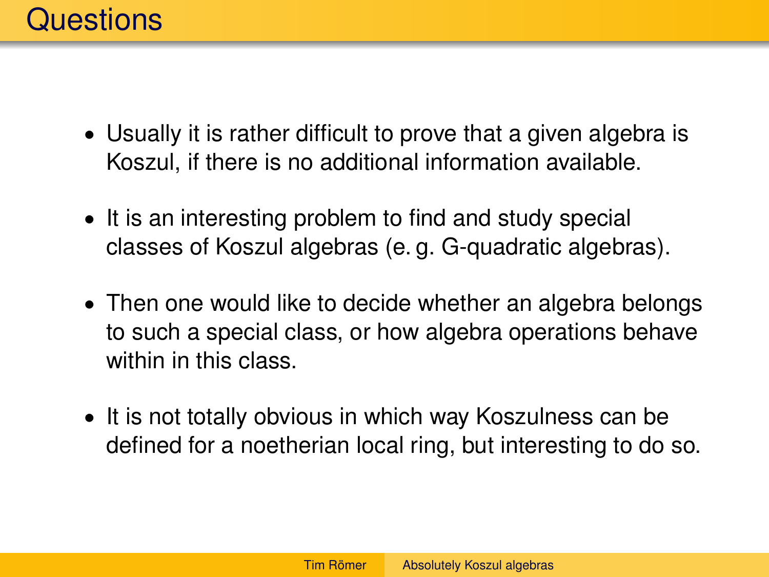# Questions

- Usually it is rather difficult to prove that a given algebra is Koszul, if there is no additional information available.
- It is an interesting problem to find and study special classes of Koszul algebras (e. g. G-quadratic algebras).
- Then one would like to decide whether an algebra belongs to such a special class, or how algebra operations behave within in this class.
- It is not totally obvious in which way Koszulness can be defined for a noetherian local ring, but interesting to do so.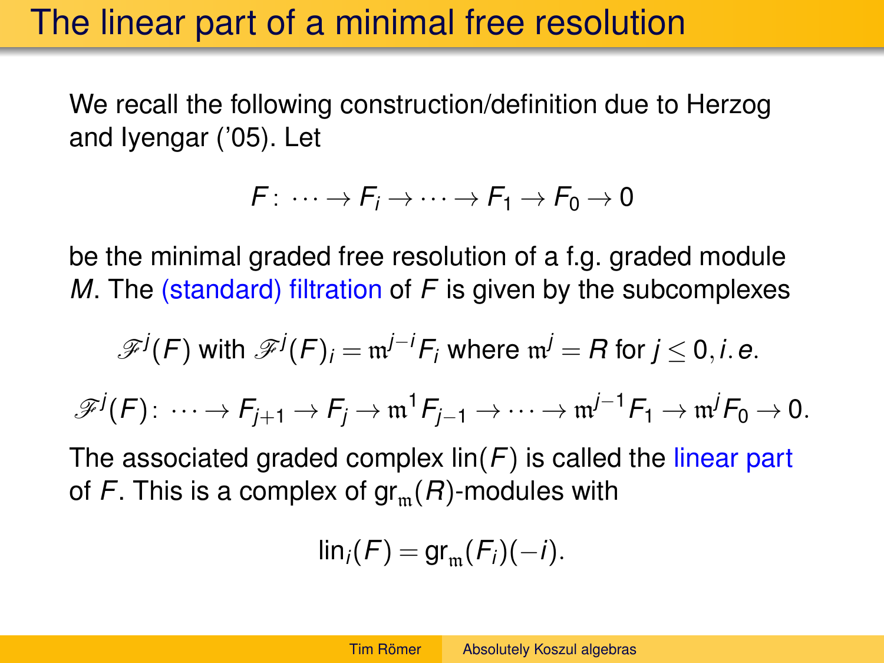# The linear part of a minimal free resolution

We recall the following construction/definition due to Herzog and Iyengar ('05). Let

$$F\colon \cdots \to F_i \to \cdots \to F_1 \to F_0 \to 0$$

be the minimal graded free resolution of a f.g. graded module $M$. The (standard) filtration of $F$ is given by the subcomplexes

$$\mathscr{F}^j(F) \text{ with } \mathscr{F}^j(F)_i = \mathfrak{m}^{j-i} F_i \text{ where } \mathfrak{m}^j = R \text{ for } j \leq 0, i.e.$$

$$\mathscr{F}^j(F)\colon \cdots \to F_{j+1} \to F_j \to \mathfrak{m}^1 F_{j-1} \to \cdots \to \mathfrak{m}^{j-1} F_1 \to \mathfrak{m}^j F_0 \to 0.$$

The associated graded complex $\operatorname{lin}(F)$ is called the linear part of $F$. This is a complex of $\operatorname{gr}_{\mathfrak{m}}(R)$-modules with

$$\operatorname{lin}_i(F) = \operatorname{gr}_{\mathfrak{m}}(F_i)(-i).$$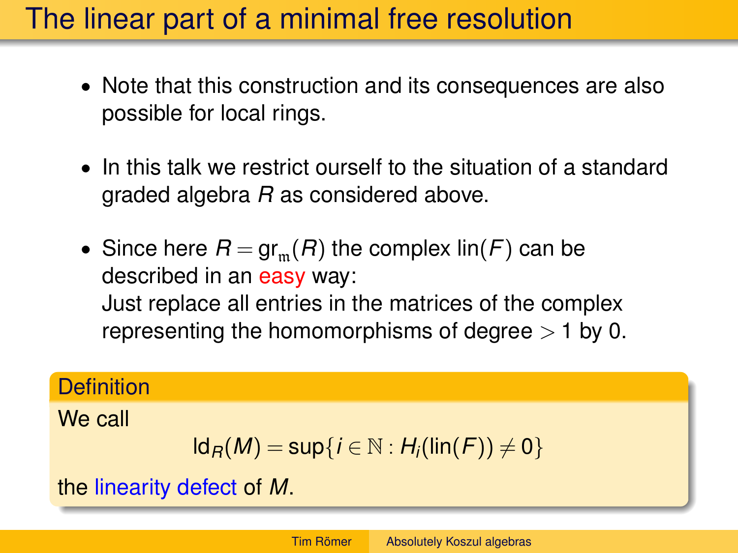# The linear part of a minimal free resolution

- Note that this construction and its consequences are also possible for local rings.
- In this talk we restrict ourself to the situation of a standard graded algebra $R$ as considered above.
- Since here $R = \operatorname{gr}_{\mathfrak{m}}(R)$ the complex $\operatorname{lin}(F)$ can be described in an easy way:
  Just replace all entries in the matrices of the complex representing the homomorphisms of degree $> 1$ by 0.

**Definition**

We call

$$\operatorname{ld}_R(M) = \sup\{i \in \mathbb{N} : H_i(\operatorname{lin}(F)) \neq 0\}$$

the linearity defect of $M$.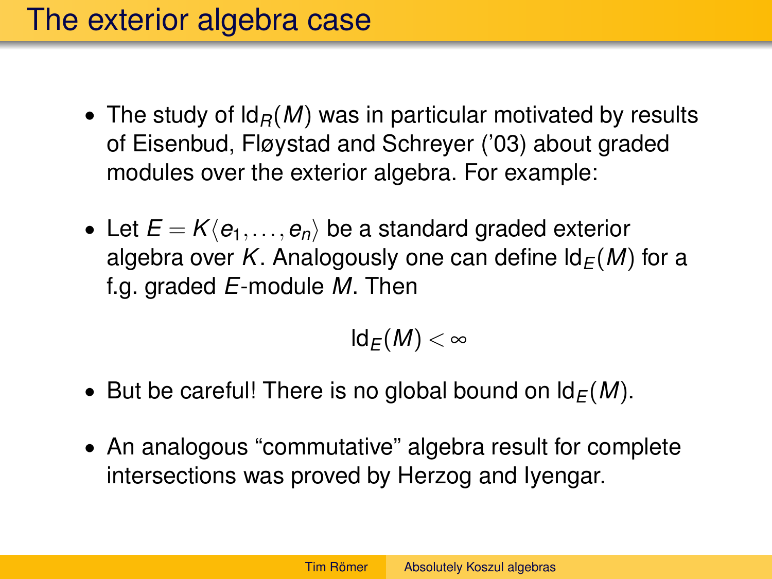# The exterior algebra case

- The study of $\operatorname{ld}_R(M)$ was in particular motivated by results of Eisenbud, Fløystad and Schreyer ('03) about graded modules over the exterior algebra. For example:
- Let $E = K\langle e_1, \ldots, e_n \rangle$ be a standard graded exterior algebra over $K$. Analogously one can define $\operatorname{ld}_E(M)$ for a f.g. graded $E$-module $M$. Then

$$\operatorname{ld}_E(M) < \infty$$

- But be careful! There is no global bound on $\operatorname{ld}_E(M)$.
- An analogous "commutative" algebra result for complete intersections was proved by Herzog and Iyengar.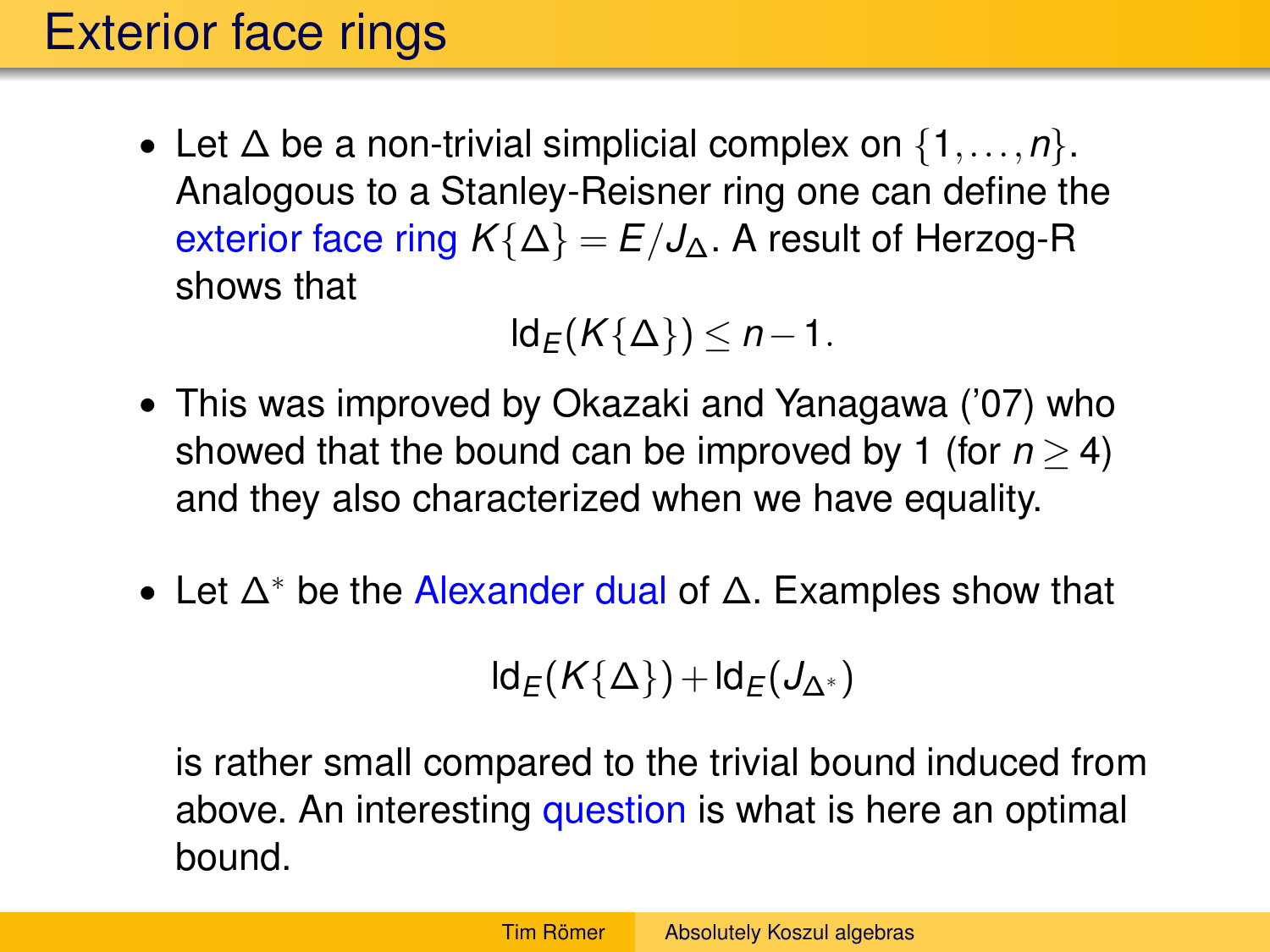# Exterior face rings

- Let $\Delta$ be a non-trivial simplicial complex on $\{1, \ldots, n\}$. Analogous to a Stanley-Reisner ring one can define the exterior face ring $K\{\Delta\} = E/J_\Delta$. A result of Herzog-R shows that

$$\operatorname{ld}_E(K\{\Delta\}) \leq n - 1.$$

- This was improved by Okazaki and Yanagawa ('07) who showed that the bound can be improved by 1 (for $n \geq 4$) and they also characterized when we have equality.

- Let $\Delta^*$ be the Alexander dual of $\Delta$. Examples show that

$$\operatorname{ld}_E(K\{\Delta\}) + \operatorname{ld}_E(J_{\Delta^*})$$

  is rather small compared to the trivial bound induced from above. An interesting question is what is here an optimal bound.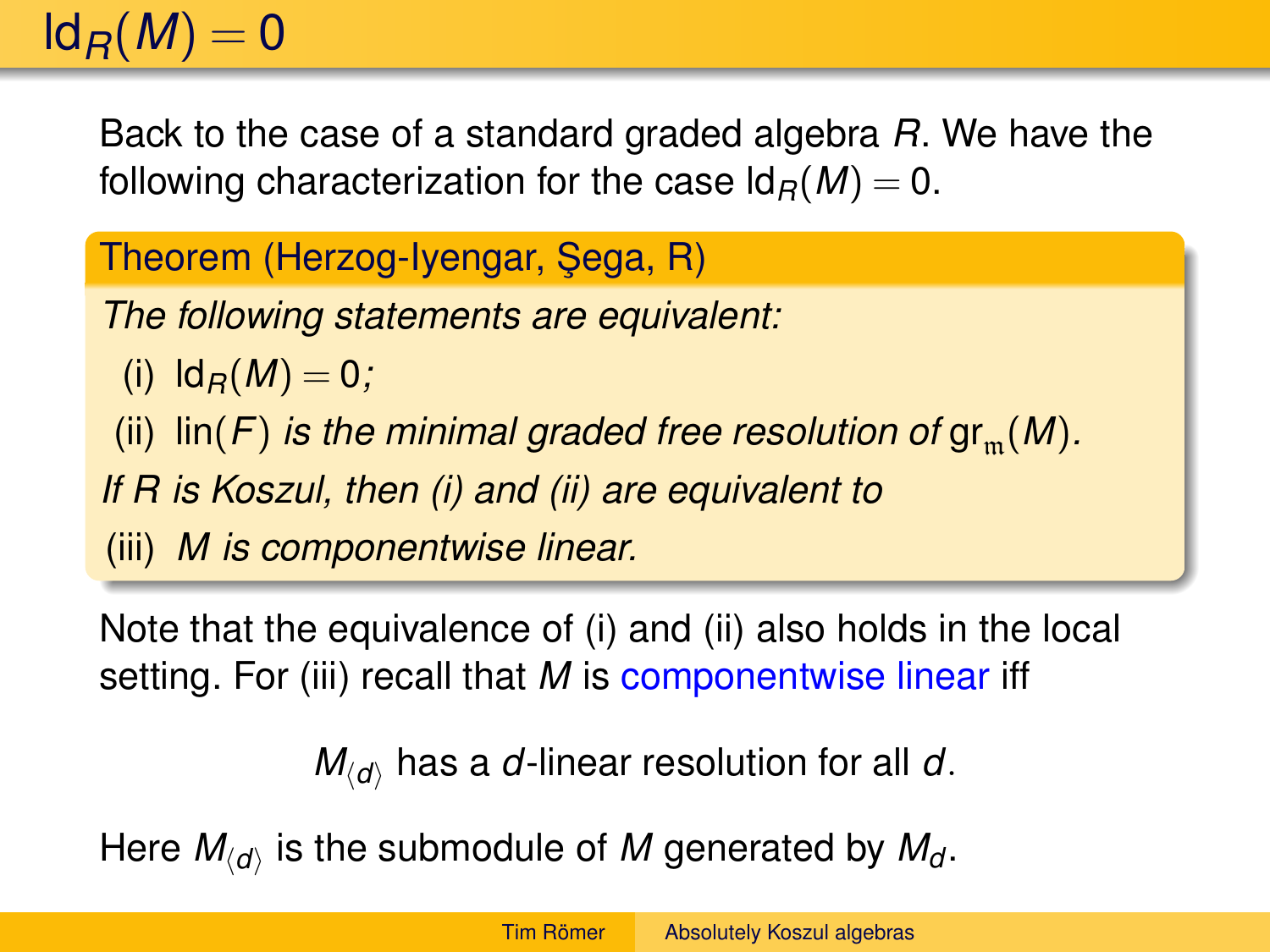# $\operatorname{ld}_R(M) = 0$

Back to the case of a standard graded algebra $R$. We have the following characterization for the case $\operatorname{ld}_R(M) = 0$.

**Theorem (Herzog-Iyengar, Şega, R)**

*The following statements are equivalent:*

(i) $\operatorname{ld}_R(M) = 0$*;*

(ii) $\operatorname{lin}(F)$ *is the minimal graded free resolution of* $\operatorname{gr}_{\mathfrak{m}}(M)$*.*

*If $R$ is Koszul, then (i) and (ii) are equivalent to*

(iii) *$M$ is componentwise linear.*

Note that the equivalence of (i) and (ii) also holds in the local setting. For (iii) recall that $M$ is componentwise linear iff

$$M_{\langle d \rangle} \text{ has a } d\text{-linear resolution for all } d.$$

Here $M_{\langle d \rangle}$ is the submodule of $M$ generated by $M_d$.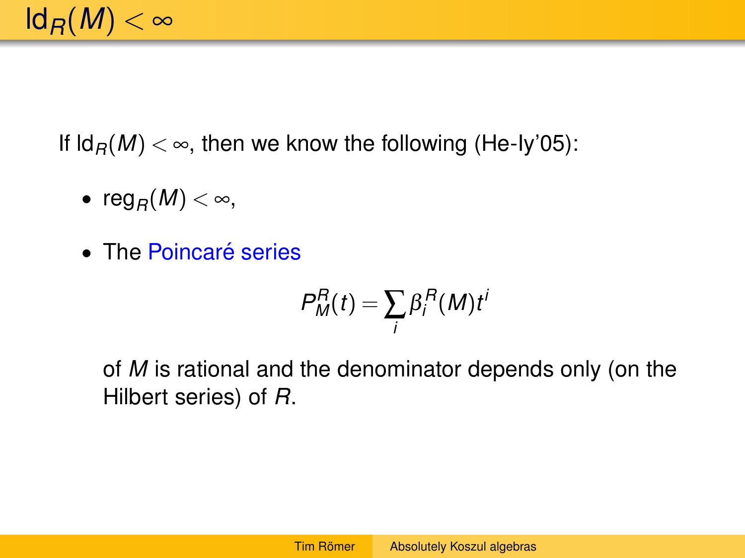# $\operatorname{ld}_R(M) < \infty$

If $\operatorname{ld}_R(M) < \infty$, then we know the following (He-Iy'05):

- $\operatorname{reg}_R(M) < \infty$,
- The Poincaré series

$$P_M^R(t) = \sum_i \beta_i^R(M) t^i$$

of $M$ is rational and the denominator depends only (on the Hilbert series) of $R$.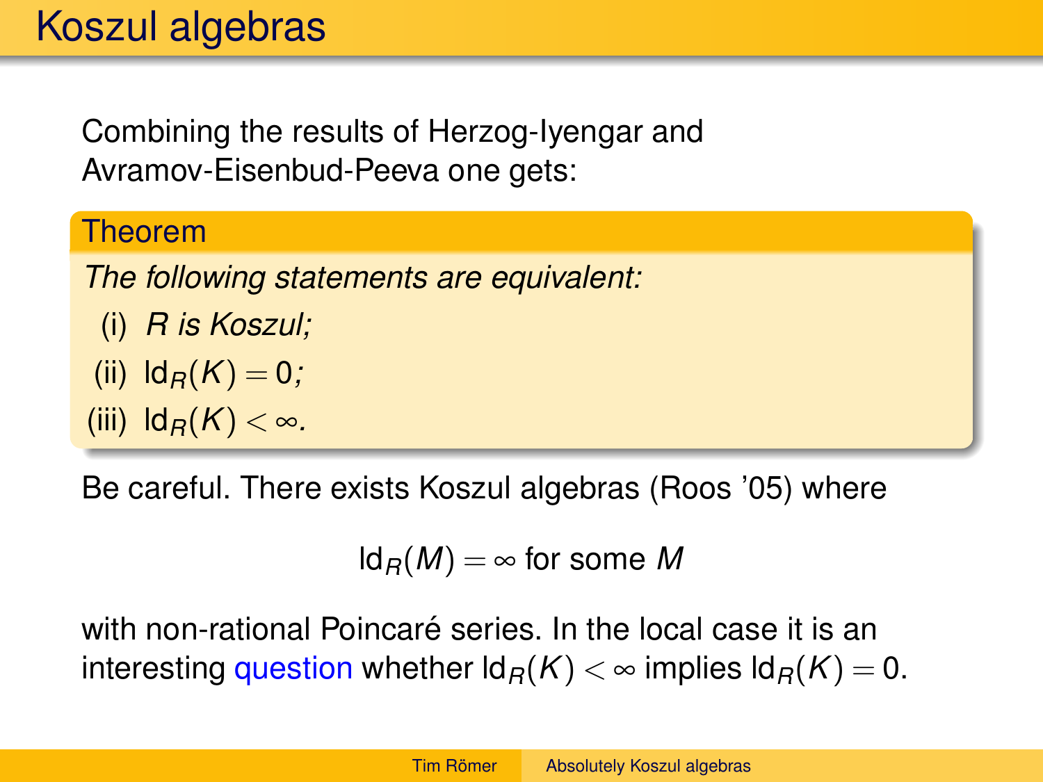# Koszul algebras

Combining the results of Herzog-Iyengar and Avramov-Eisenbud-Peeva one gets:

**Theorem**

*The following statements are equivalent:*

(i) *$R$ is Koszul;*

(ii) $\operatorname{ld}_R(K) = 0$*;*

(iii) $\operatorname{ld}_R(K) < \infty$*.*

Be careful. There exists Koszul algebras (Roos '05) where

$$\operatorname{ld}_R(M) = \infty \text{ for some } M$$

with non-rational Poincaré series. In the local case it is an interesting question whether $\operatorname{ld}_R(K) < \infty$ implies $\operatorname{ld}_R(K) = 0$.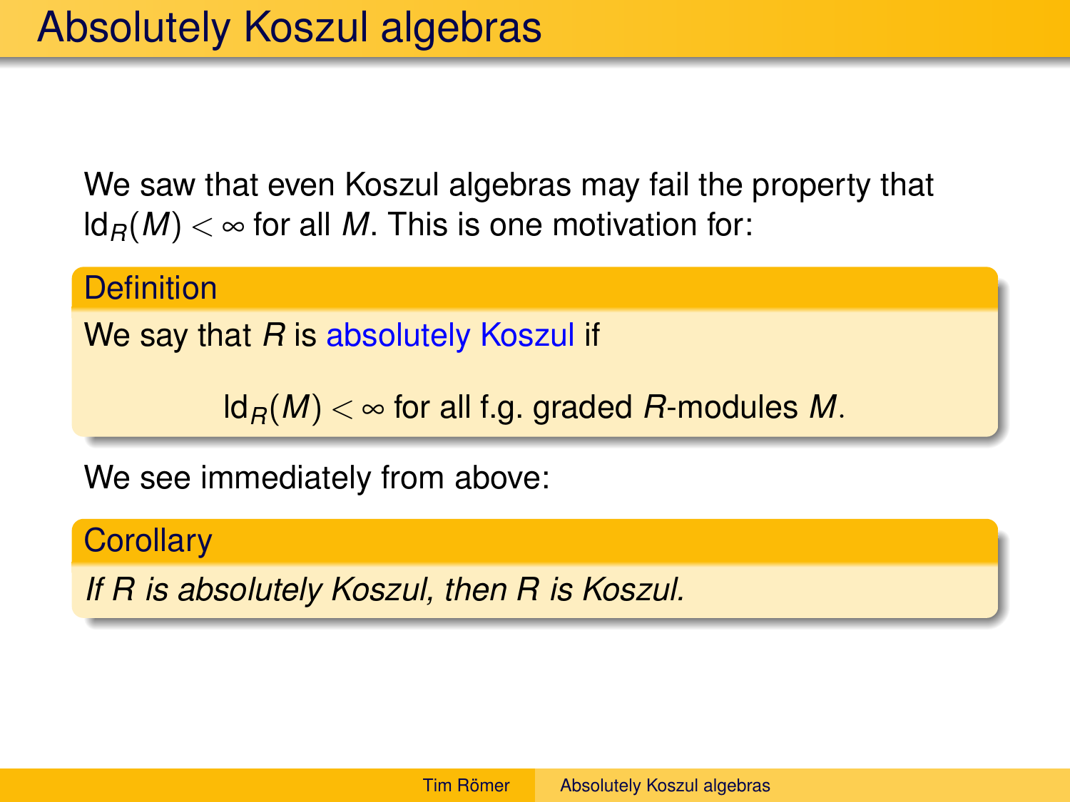# Absolutely Koszul algebras

We saw that even Koszul algebras may fail the property that $\operatorname{ld}_R(M) < \infty$ for all $M$. This is one motivation for:

**Definition**

We say that $R$ is absolutely Koszul if

$$\operatorname{ld}_R(M) < \infty \text{ for all f.g. graded } R\text{-modules } M.$$

We see immediately from above:

**Corollary**

*If $R$ is absolutely Koszul, then $R$ is Koszul.*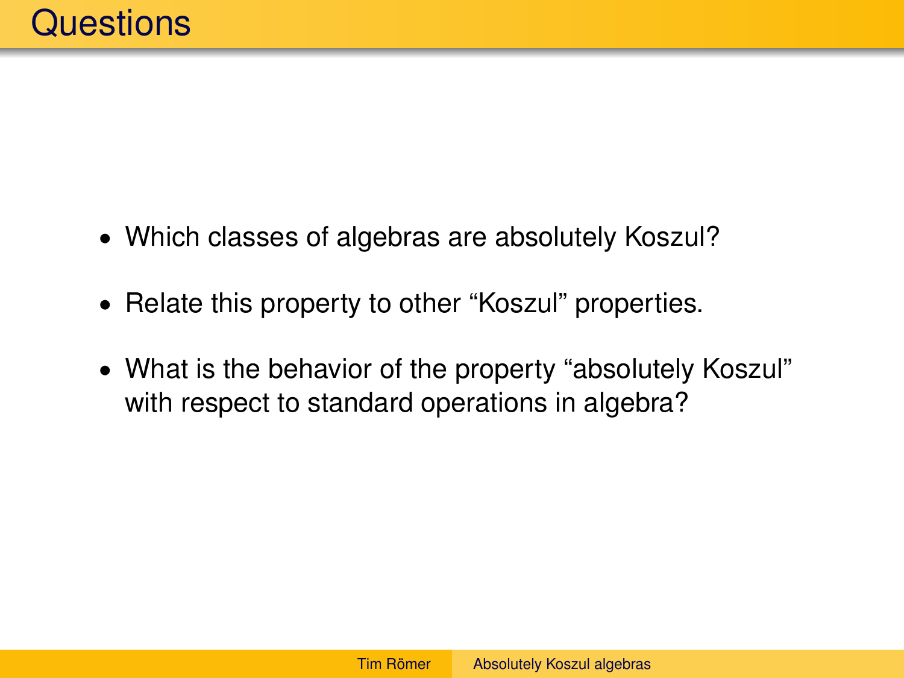# Questions

- Which classes of algebras are absolutely Koszul?
- Relate this property to other “Koszul” properties.
- What is the behavior of the property “absolutely Koszul” with respect to standard operations in algebra?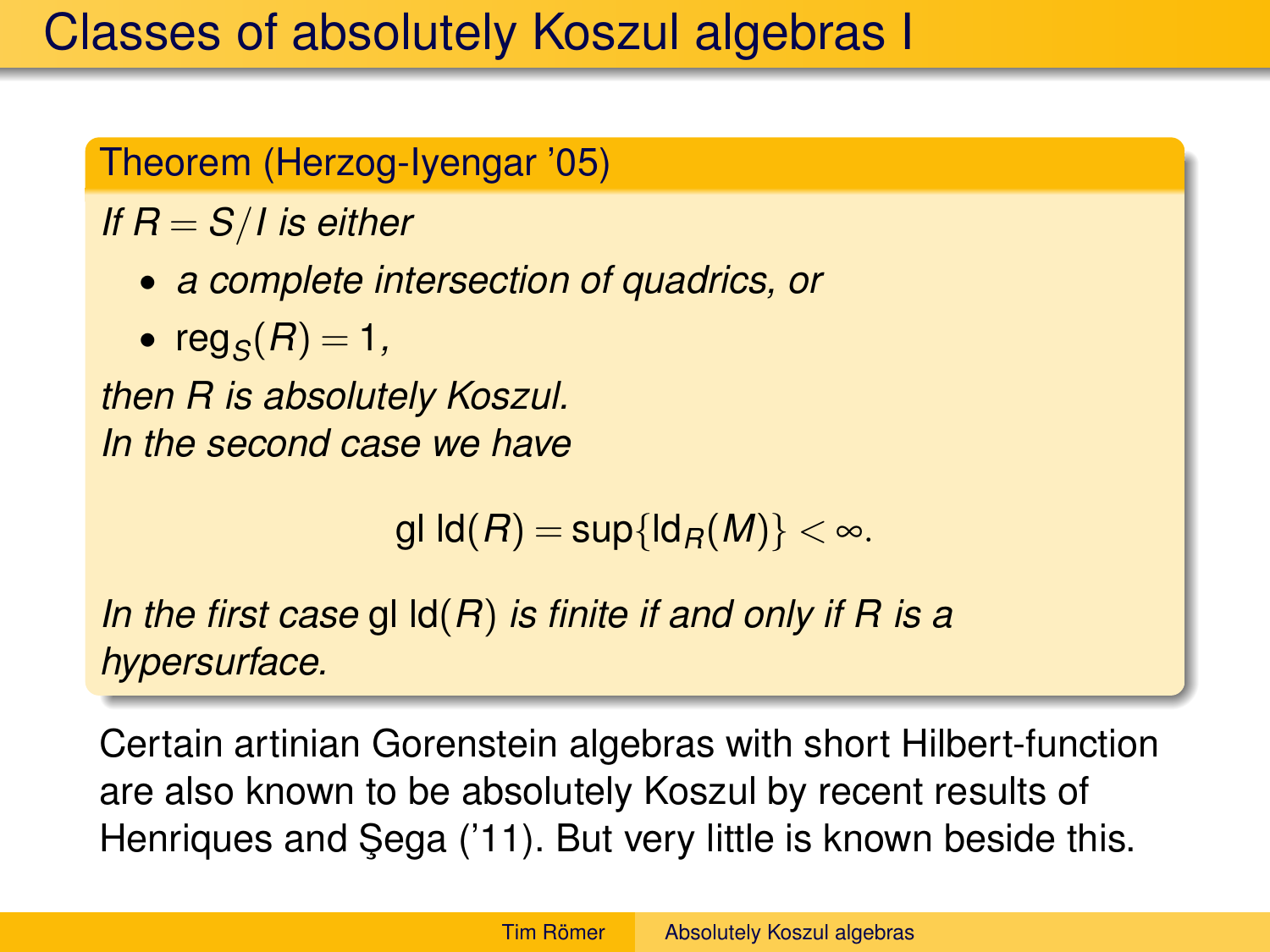# Classes of absolutely Koszul algebras I

**Theorem (Herzog-Iyengar '05)**

*If $R = S/I$ is either*

- *a complete intersection of quadrics, or*
- $\operatorname{reg}_S(R) = 1$,

*then $R$ is absolutely Koszul.*
*In the second case we have*

$$\operatorname{gl}\operatorname{ld}(R) = \sup\{\operatorname{ld}_R(M)\} < \infty.$$

*In the first case* $\operatorname{gl}\operatorname{ld}(R)$ *is finite if and only if $R$ is a hypersurface.*

Certain artinian Gorenstein algebras with short Hilbert-function are also known to be absolutely Koszul by recent results of Henriques and Şega ('11). But very little is known beside this.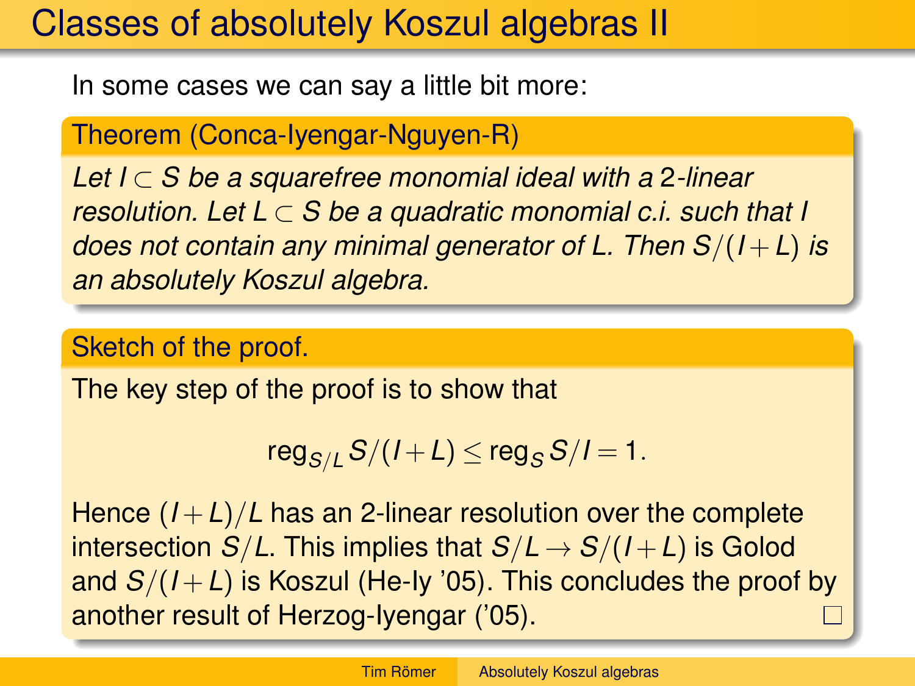# Classes of absolutely Koszul algebras II

In some cases we can say a little bit more:

**Theorem (Conca-Iyengar-Nguyen-R)**

*Let $I \subset S$ be a squarefree monomial ideal with a 2-linear resolution. Let $L \subset S$ be a quadratic monomial c.i. such that $I$ does not contain any minimal generator of $L$. Then $S/(I+L)$ is an absolutely Koszul algebra.*

**Sketch of the proof.**

The key step of the proof is to show that

$$\operatorname{reg}_{S/L} S/(I+L) \leq \operatorname{reg}_S S/I = 1.$$

Hence $(I+L)/L$ has an 2-linear resolution over the complete intersection $S/L$. This implies that $S/L \to S/(I+L)$ is Golod and $S/(I+L)$ is Koszul (He-Iy '05). This concludes the proof by another result of Herzog-Iyengar ('05). □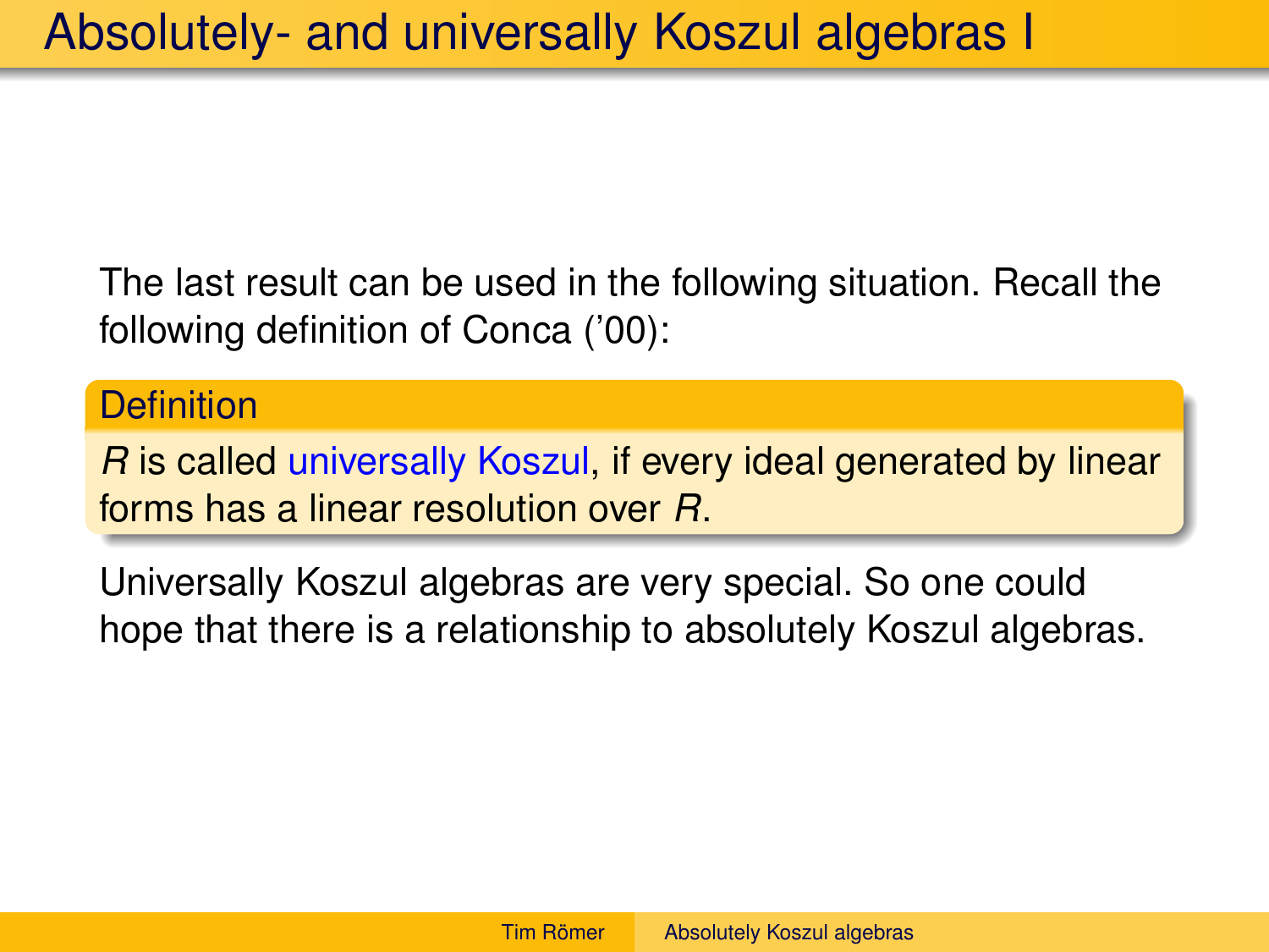# Absolutely- and universally Koszul algebras I

The last result can be used in the following situation. Recall the following definition of Conca ('00):

**Definition**

$R$ is called universally Koszul, if every ideal generated by linear forms has a linear resolution over $R$.

Universally Koszul algebras are very special. So one could hope that there is a relationship to absolutely Koszul algebras.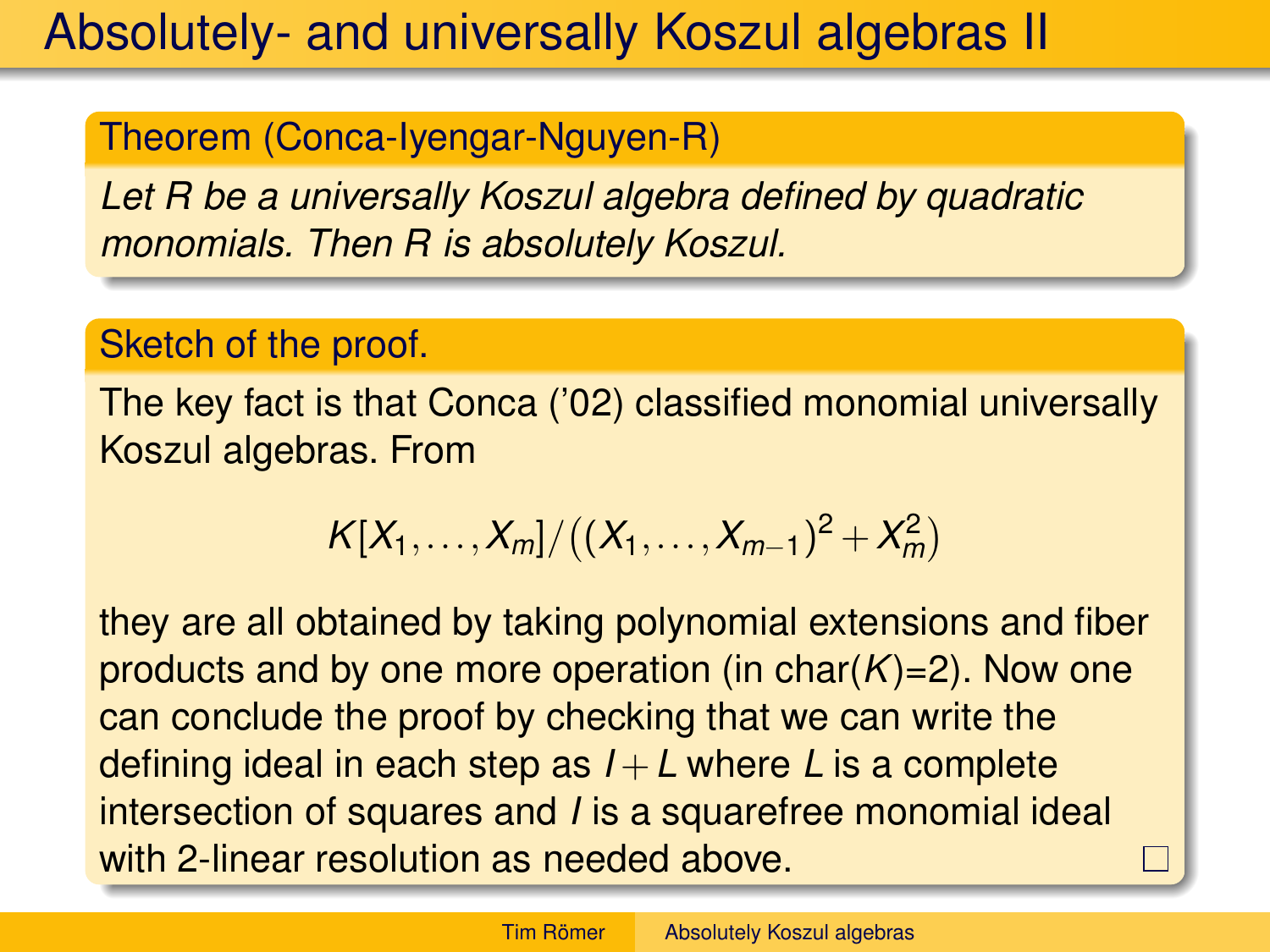# Absolutely- and universally Koszul algebras II

**Theorem (Conca-Iyengar-Nguyen-R)**

*Let $R$ be a universally Koszul algebra defined by quadratic monomials. Then $R$ is absolutely Koszul.*

**Sketch of the proof.**

The key fact is that Conca ('02) classified monomial universally Koszul algebras. From

$$K[X_1,\dots,X_m]/((X_1,\dots,X_{m-1})^2+X_m^2)$$

they are all obtained by taking polynomial extensions and fiber products and by one more operation (in char($K$)=2). Now one can conclude the proof by checking that we can write the defining ideal in each step as $I+L$ where $L$ is a complete intersection of squares and $I$ is a squarefree monomial ideal with 2-linear resolution as needed above. □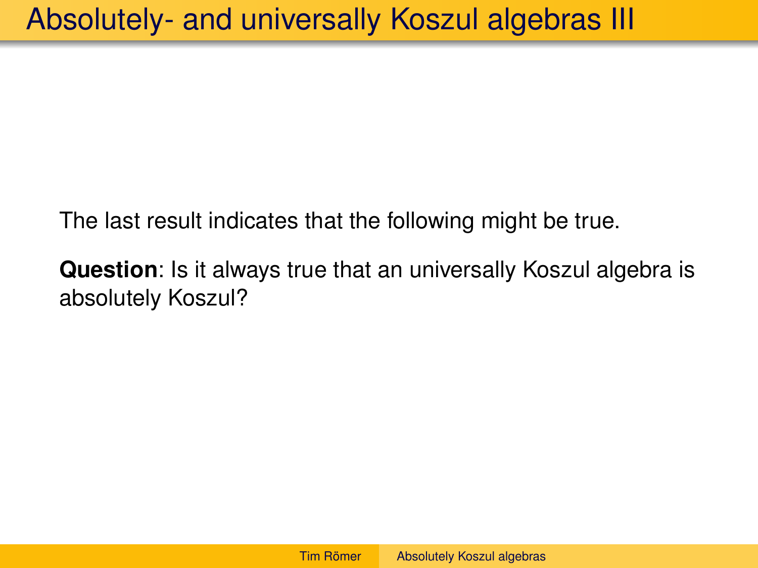# Absolutely- and universally Koszul algebras III

The last result indicates that the following might be true.

**Question**: Is it always true that an universally Koszul algebra is absolutely Koszul?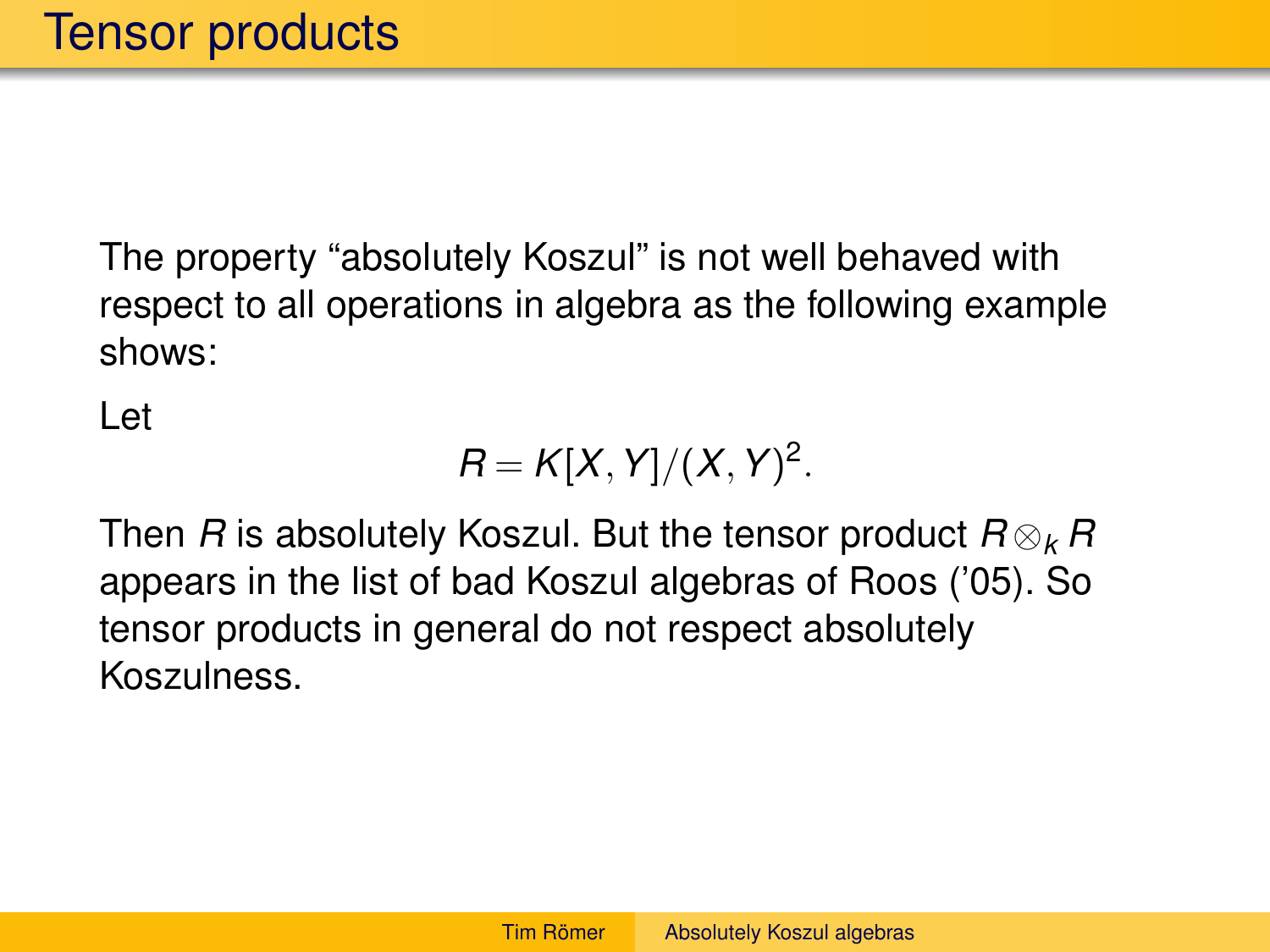# Tensor products

The property "absolutely Koszul" is not well behaved with respect to all operations in algebra as the following example shows:

Let

$$R = K[X, Y]/(X, Y)^2.$$

Then $R$ is absolutely Koszul. But the tensor product $R \otimes_k R$ appears in the list of bad Koszul algebras of Roos ('05). So tensor products in general do not respect absolutely Koszulness.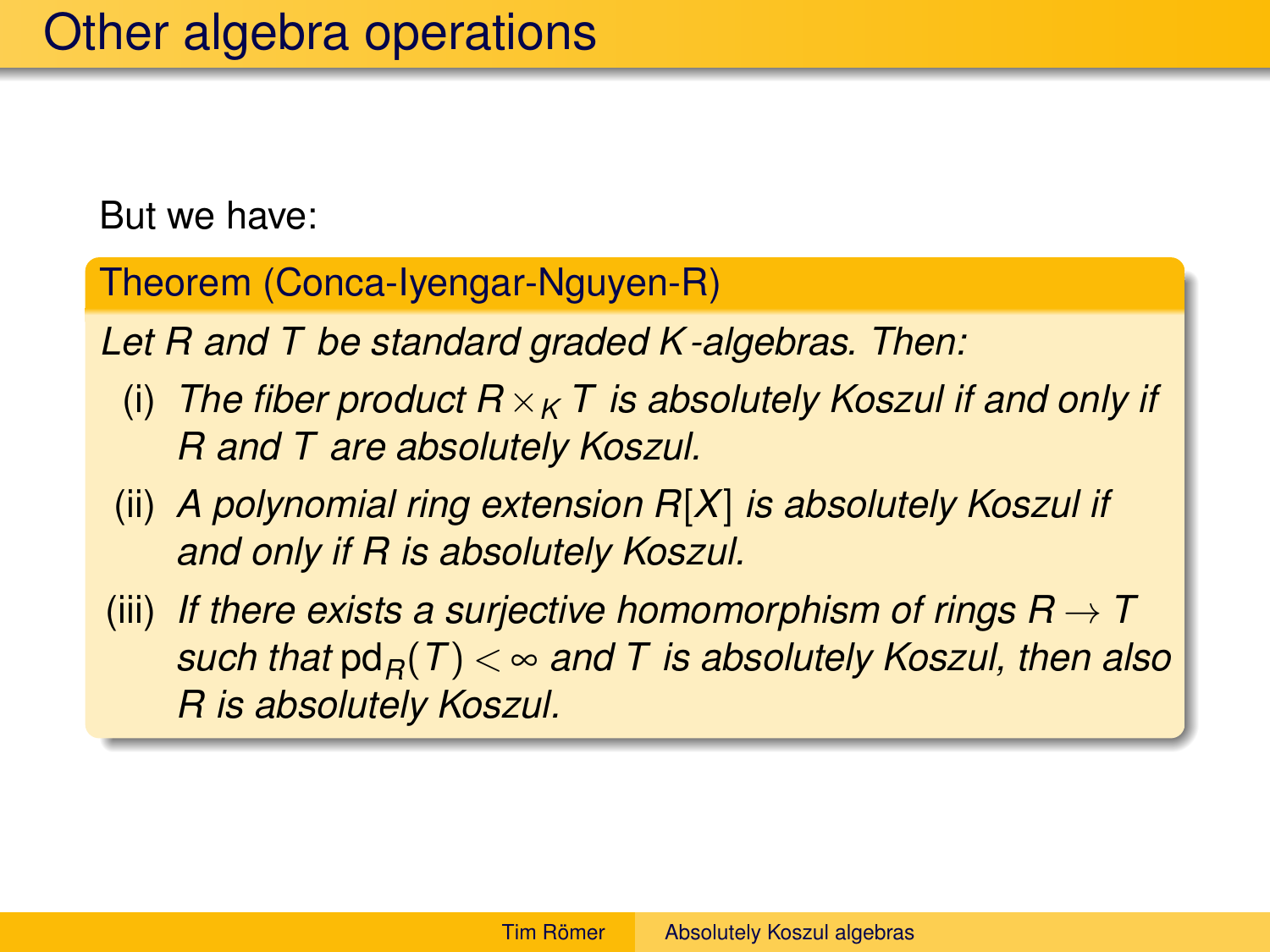# Other algebra operations

But we have:

**Theorem (Conca-Iyengar-Nguyen-R)**

*Let $R$ and $T$ be standard graded $K$-algebras. Then:*

(i) *The fiber product $R \times_K T$ is absolutely Koszul if and only if $R$ and $T$ are absolutely Koszul.*

(ii) *A polynomial ring extension $R[X]$ is absolutely Koszul if and only if $R$ is absolutely Koszul.*

(iii) *If there exists a surjective homomorphism of rings $R \to T$ such that $\operatorname{pd}_R(T) < \infty$ and $T$ is absolutely Koszul, then also $R$ is absolutely Koszul.*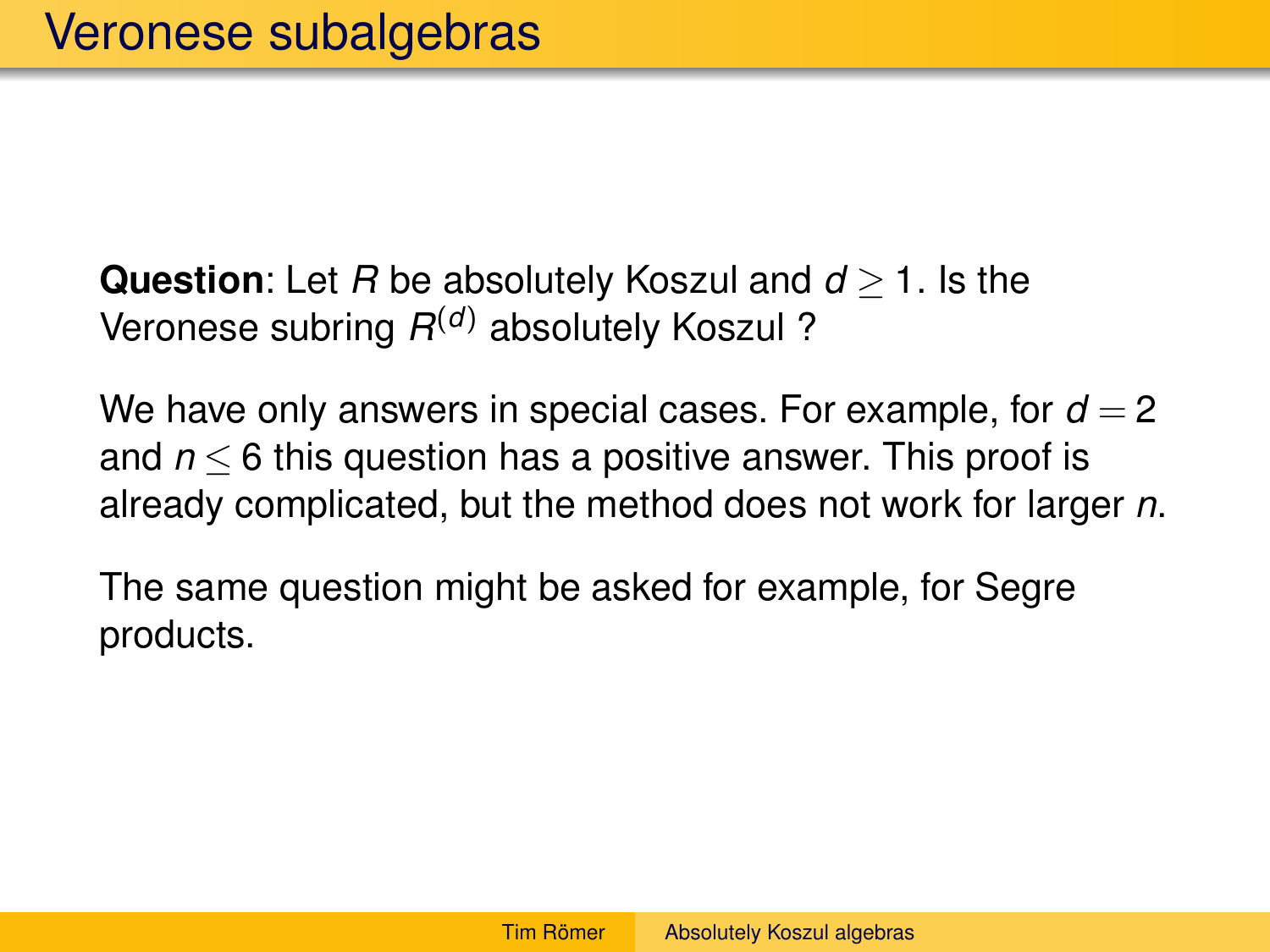# Veronese subalgebras

**Question**: Let $R$ be absolutely Koszul and $d \geq 1$. Is the Veronese subring $R^{(d)}$ absolutely Koszul ?

We have only answers in special cases. For example, for $d = 2$ and $n \leq 6$ this question has a positive answer. This proof is already complicated, but the method does not work for larger $n$.

The same question might be asked for example, for Segre products.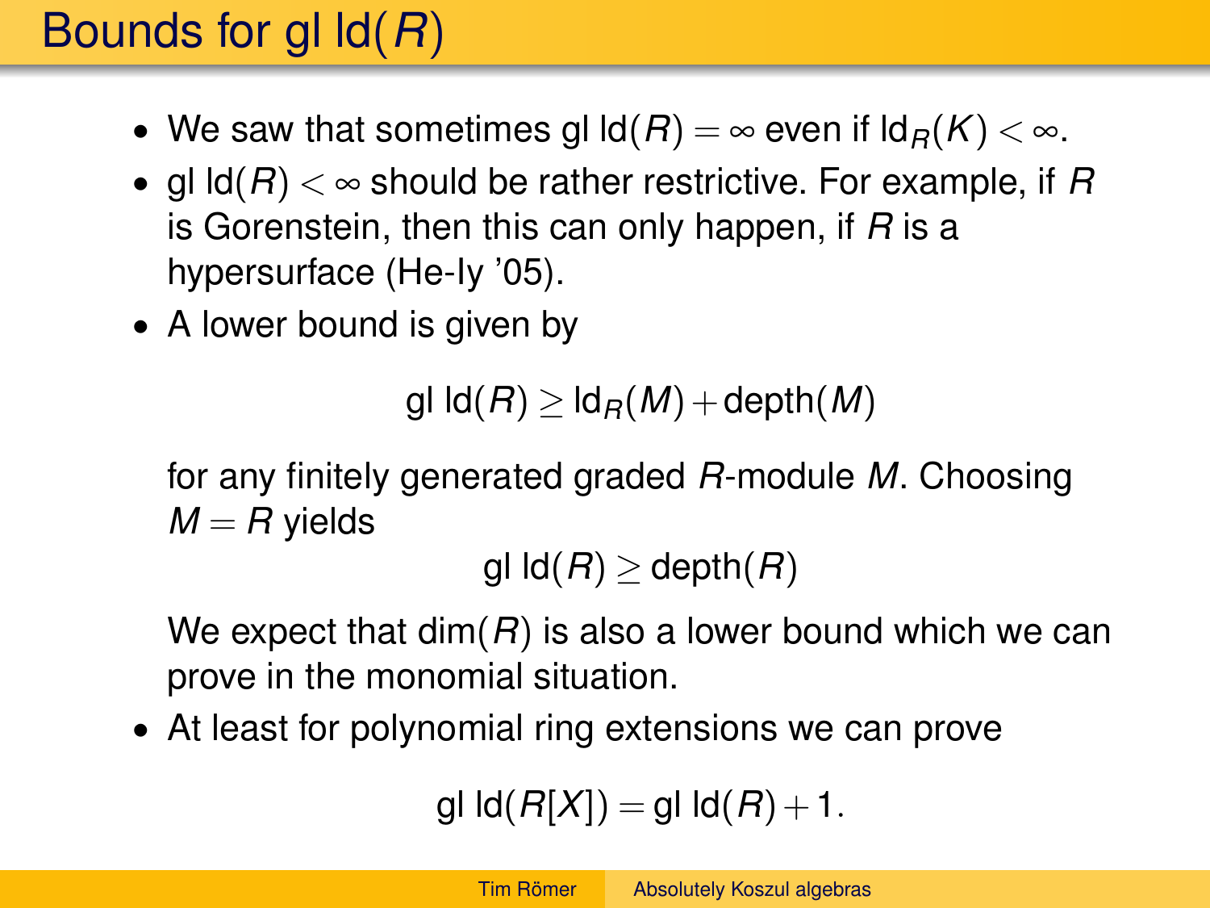# Bounds for $\operatorname{gl}\operatorname{ld}(R)$

- We saw that sometimes $\operatorname{gl}\operatorname{ld}(R) = \infty$ even if $\operatorname{ld}_R(K) < \infty$.
- $\operatorname{gl}\operatorname{ld}(R) < \infty$ should be rather restrictive. For example, if $R$ is Gorenstein, then this can only happen, if $R$ is a hypersurface (He-Iy '05).
- A lower bound is given by

$$\operatorname{gl}\operatorname{ld}(R) \geq \operatorname{ld}_R(M) + \operatorname{depth}(M)$$

  for any finitely generated graded $R$-module $M$. Choosing $M = R$ yields

$$\operatorname{gl}\operatorname{ld}(R) \geq \operatorname{depth}(R)$$

  We expect that $\dim(R)$ is also a lower bound which we can prove in the monomial situation.
- At least for polynomial ring extensions we can prove

$$\operatorname{gl}\operatorname{ld}(R[X]) = \operatorname{gl}\operatorname{ld}(R) + 1.$$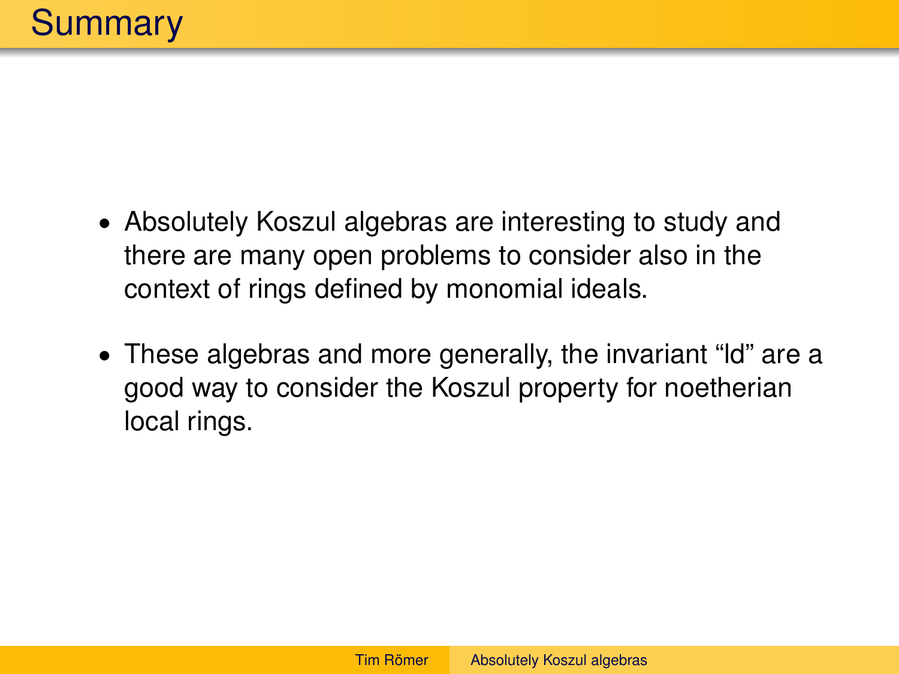# Summary

- Absolutely Koszul algebras are interesting to study and there are many open problems to consider also in the context of rings defined by monomial ideals.
- These algebras and more generally, the invariant “ld” are a good way to consider the Koszul property for noetherian local rings.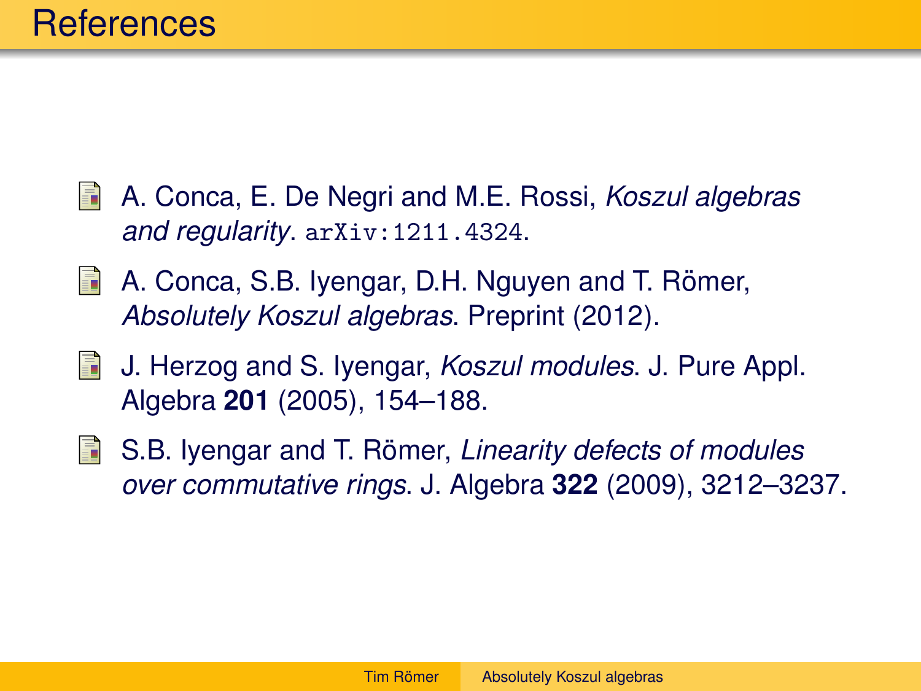# References

- A. Conca, E. De Negri and M.E. Rossi, *Koszul algebras and regularity*. `arXiv:1211.4324`.
- A. Conca, S.B. Iyengar, D.H. Nguyen and T. Römer, *Absolutely Koszul algebras*. Preprint (2012).
- J. Herzog and S. Iyengar, *Koszul modules*. J. Pure Appl. Algebra **201** (2005), 154–188.
- S.B. Iyengar and T. Römer, *Linearity defects of modules over commutative rings*. J. Algebra **322** (2009), 3212–3237.